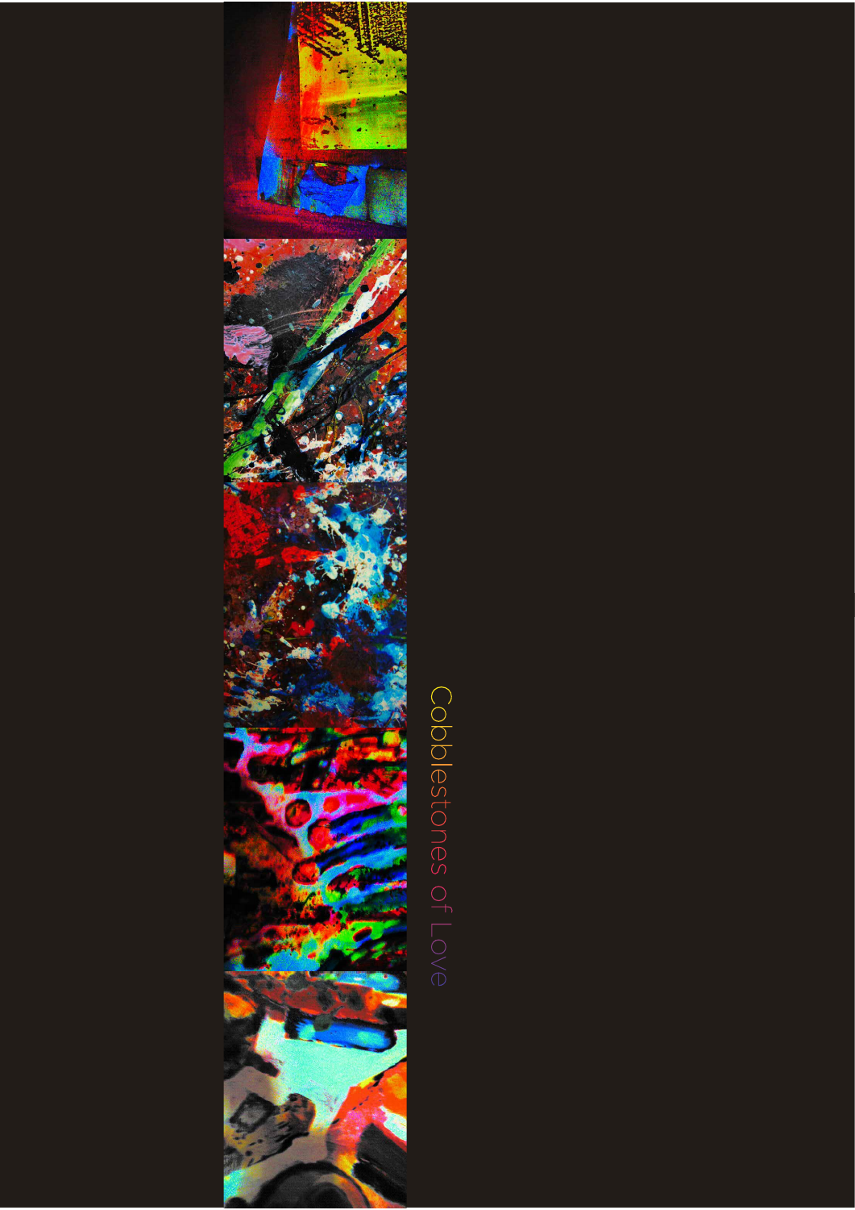# Cobblestones of Love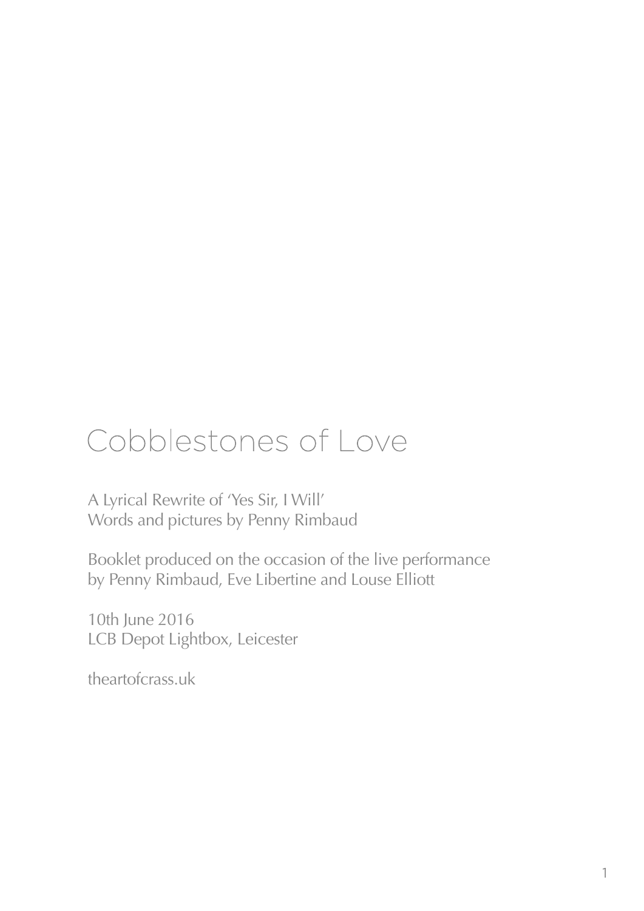# Cobblestones of Love

A Lyrical Rewrite of 'Yes Sir, I Will'
Words and pictures by Penny Rimbaud

Booklet produced on the occasion of the live performance
by Penny Rimbaud, Eve Libertine and Louse Elliott

10th June 2016
LCB Depot Lightbox, Leicester

theartofcrass.uk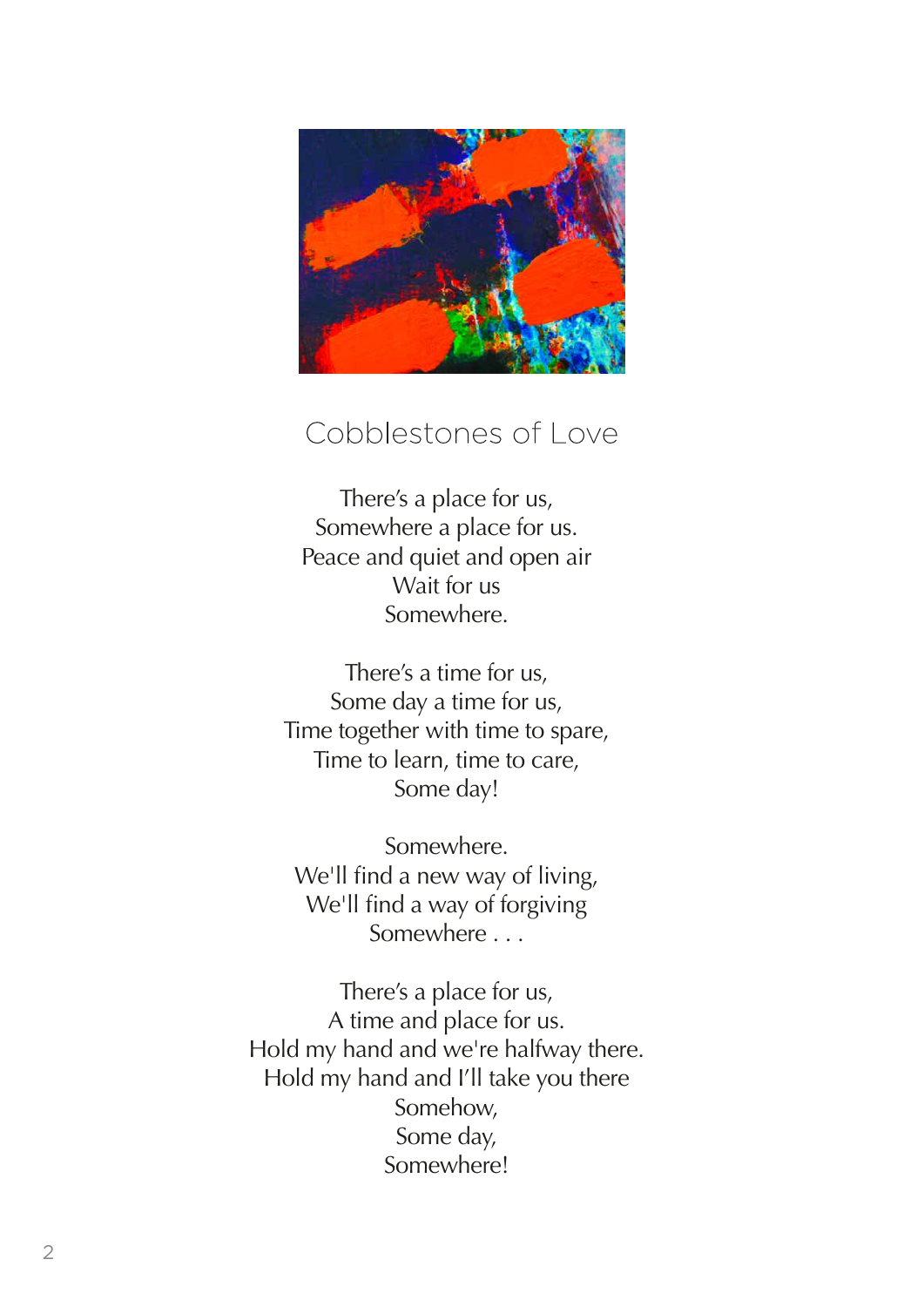# Cobblestones of Love

There's a place for us,  
Somewhere a place for us.  
Peace and quiet and open air  
Wait for us  
Somewhere.

There's a time for us,  
Some day a time for us,  
Time together with time to spare,  
Time to learn, time to care,  
Some day!

Somewhere.  
We'll find a new way of living,  
We'll find a way of forgiving  
Somewhere . . .

There's a place for us,  
A time and place for us.  
Hold my hand and we're halfway there.  
Hold my hand and I'll take you there  
Somehow,  
Some day,  
Somewhere!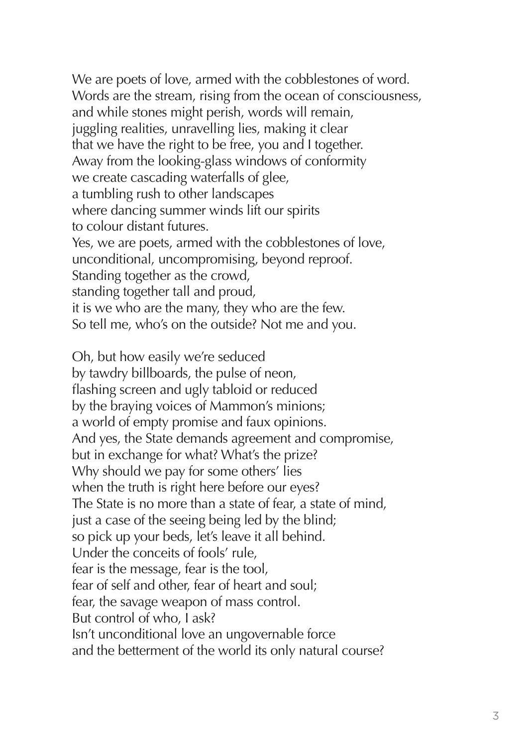We are poets of love, armed with the cobblestones of word.
Words are the stream, rising from the ocean of consciousness,
and while stones might perish, words will remain,
juggling realities, unravelling lies, making it clear
that we have the right to be free, you and I together.
Away from the looking-glass windows of conformity
we create cascading waterfalls of glee,
a tumbling rush to other landscapes
where dancing summer winds lift our spirits
to colour distant futures.
Yes, we are poets, armed with the cobblestones of love,
unconditional, uncompromising, beyond reproof.
Standing together as the crowd,
standing together tall and proud,
it is we who are the many, they who are the few.
So tell me, who's on the outside? Not me and you.

Oh, but how easily we're seduced
by tawdry billboards, the pulse of neon,
flashing screen and ugly tabloid or reduced
by the braying voices of Mammon's minions;
a world of empty promise and faux opinions.
And yes, the State demands agreement and compromise,
but in exchange for what? What's the prize?
Why should we pay for some others' lies
when the truth is right here before our eyes?
The State is no more than a state of fear, a state of mind,
just a case of the seeing being led by the blind;
so pick up your beds, let's leave it all behind.
Under the conceits of fools' rule,
fear is the message, fear is the tool,
fear of self and other, fear of heart and soul;
fear, the savage weapon of mass control.
But control of who, I ask?
Isn't unconditional love an ungovernable force
and the betterment of the world its only natural course?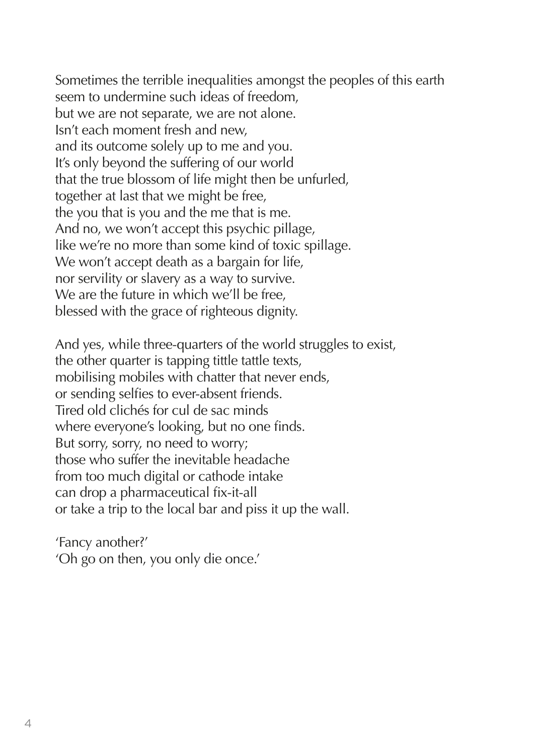Sometimes the terrible inequalities amongst the peoples of this earth
seem to undermine such ideas of freedom,
but we are not separate, we are not alone.
Isn't each moment fresh and new,
and its outcome solely up to me and you.
It's only beyond the suffering of our world
that the true blossom of life might then be unfurled,
together at last that we might be free,
the you that is you and the me that is me.
And no, we won't accept this psychic pillage,
like we're no more than some kind of toxic spillage.
We won't accept death as a bargain for life,
nor servility or slavery as a way to survive.
We are the future in which we'll be free,
blessed with the grace of righteous dignity.

And yes, while three-quarters of the world struggles to exist,
the other quarter is tapping tittle tattle texts,
mobilising mobiles with chatter that never ends,
or sending selfies to ever-absent friends.
Tired old clichés for cul de sac minds
where everyone's looking, but no one finds.
But sorry, sorry, no need to worry;
those who suffer the inevitable headache
from too much digital or cathode intake
can drop a pharmaceutical fix-it-all
or take a trip to the local bar and piss it up the wall.

'Fancy another?'
'Oh go on then, you only die once.'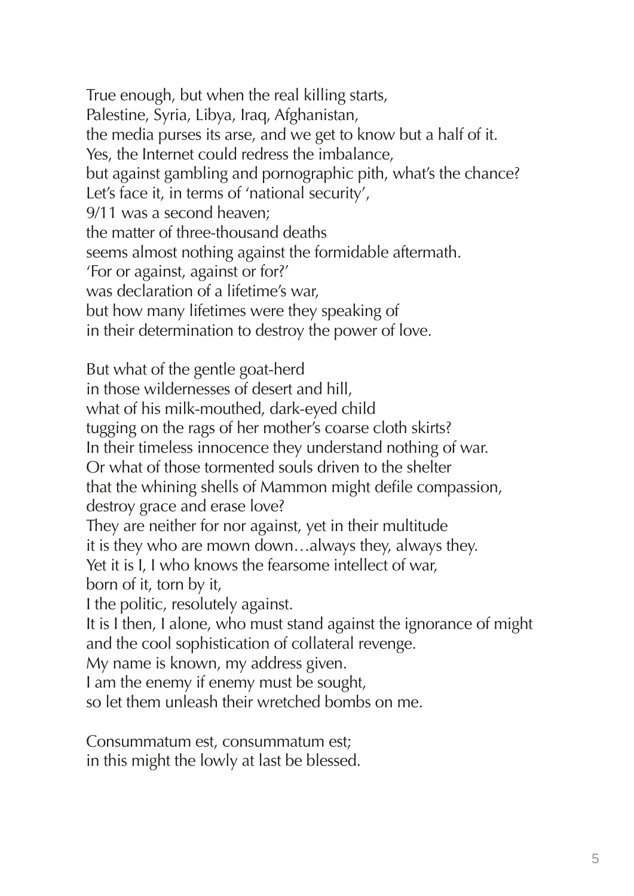True enough, but when the real killing starts,  
Palestine, Syria, Libya, Iraq, Afghanistan,  
the media purses its arse, and we get to know but a half of it.  
Yes, the Internet could redress the imbalance,  
but against gambling and pornographic pith, what's the chance?  
Let's face it, in terms of 'national security',  
9/11 was a second heaven;  
the matter of three-thousand deaths  
seems almost nothing against the formidable aftermath.  
'For or against, against or for?'  
was declaration of a lifetime's war,  
but how many lifetimes were they speaking of  
in their determination to destroy the power of love.

But what of the gentle goat-herd  
in those wildernesses of desert and hill,  
what of his milk-mouthed, dark-eyed child  
tugging on the rags of her mother's coarse cloth skirts?  
In their timeless innocence they understand nothing of war.  
Or what of those tormented souls driven to the shelter  
that the whining shells of Mammon might defile compassion,  
destroy grace and erase love?  
They are neither for nor against, yet in their multitude  
it is they who are mown down…always they, always they.  
Yet it is I, I who knows the fearsome intellect of war,  
born of it, torn by it,  
I the politic, resolutely against.  
It is I then, I alone, who must stand against the ignorance of might  
and the cool sophistication of collateral revenge.  
My name is known, my address given.  
I am the enemy if enemy must be sought,  
so let them unleash their wretched bombs on me.

Consummatum est, consummatum est;  
in this might the lowly at last be blessed.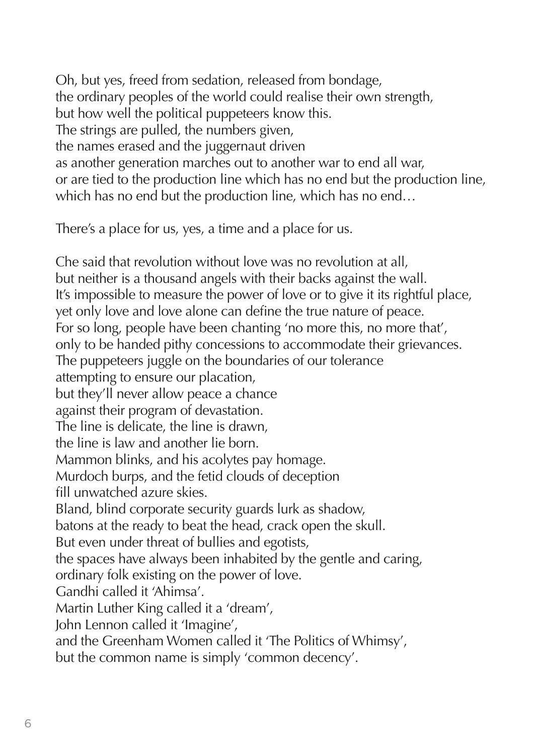Oh, but yes, freed from sedation, released from bondage,
the ordinary peoples of the world could realise their own strength,
but how well the political puppeteers know this.
The strings are pulled, the numbers given,
the names erased and the juggernaut driven
as another generation marches out to another war to end all war,
or are tied to the production line which has no end but the production line,
which has no end but the production line, which has no end…

There's a place for us, yes, a time and a place for us.

Che said that revolution without love was no revolution at all,
but neither is a thousand angels with their backs against the wall.
It's impossible to measure the power of love or to give it its rightful place,
yet only love and love alone can define the true nature of peace.
For so long, people have been chanting 'no more this, no more that',
only to be handed pithy concessions to accommodate their grievances.
The puppeteers juggle on the boundaries of our tolerance
attempting to ensure our placation,
but they'll never allow peace a chance
against their program of devastation.
The line is delicate, the line is drawn,
the line is law and another lie born.
Mammon blinks, and his acolytes pay homage.
Murdoch burps, and the fetid clouds of deception
fill unwatched azure skies.
Bland, blind corporate security guards lurk as shadow,
batons at the ready to beat the head, crack open the skull.
But even under threat of bullies and egotists,
the spaces have always been inhabited by the gentle and caring,
ordinary folk existing on the power of love.
Gandhi called it 'Ahimsa'.
Martin Luther King called it a 'dream',
John Lennon called it 'Imagine',
and the Greenham Women called it 'The Politics of Whimsy',
but the common name is simply 'common decency'.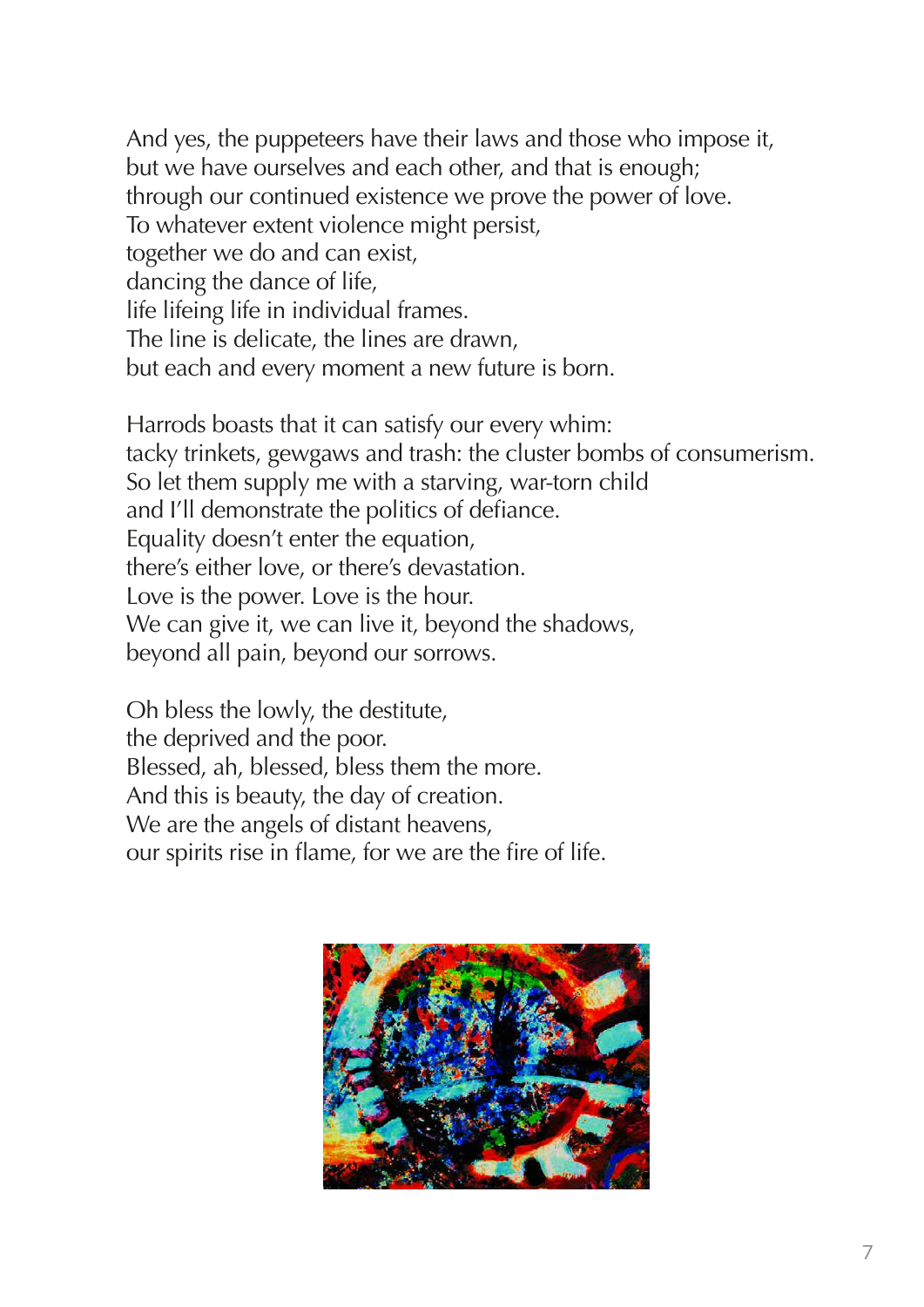And yes, the puppeteers have their laws and those who impose it,  
but we have ourselves and each other, and that is enough;  
through our continued existence we prove the power of love.  
To whatever extent violence might persist,  
together we do and can exist,  
dancing the dance of life,  
life lifeing life in individual frames.  
The line is delicate, the lines are drawn,  
but each and every moment a new future is born.

Harrods boasts that it can satisfy our every whim:  
tacky trinkets, gewgaws and trash: the cluster bombs of consumerism.  
So let them supply me with a starving, war-torn child  
and I'll demonstrate the politics of defiance.  
Equality doesn't enter the equation,  
there's either love, or there's devastation.  
Love is the power. Love is the hour.  
We can give it, we can live it, beyond the shadows,  
beyond all pain, beyond our sorrows.

Oh bless the lowly, the destitute,  
the deprived and the poor.  
Blessed, ah, blessed, bless them the more.  
And this is beauty, the day of creation.  
We are the angels of distant heavens,  
our spirits rise in flame, for we are the fire of life.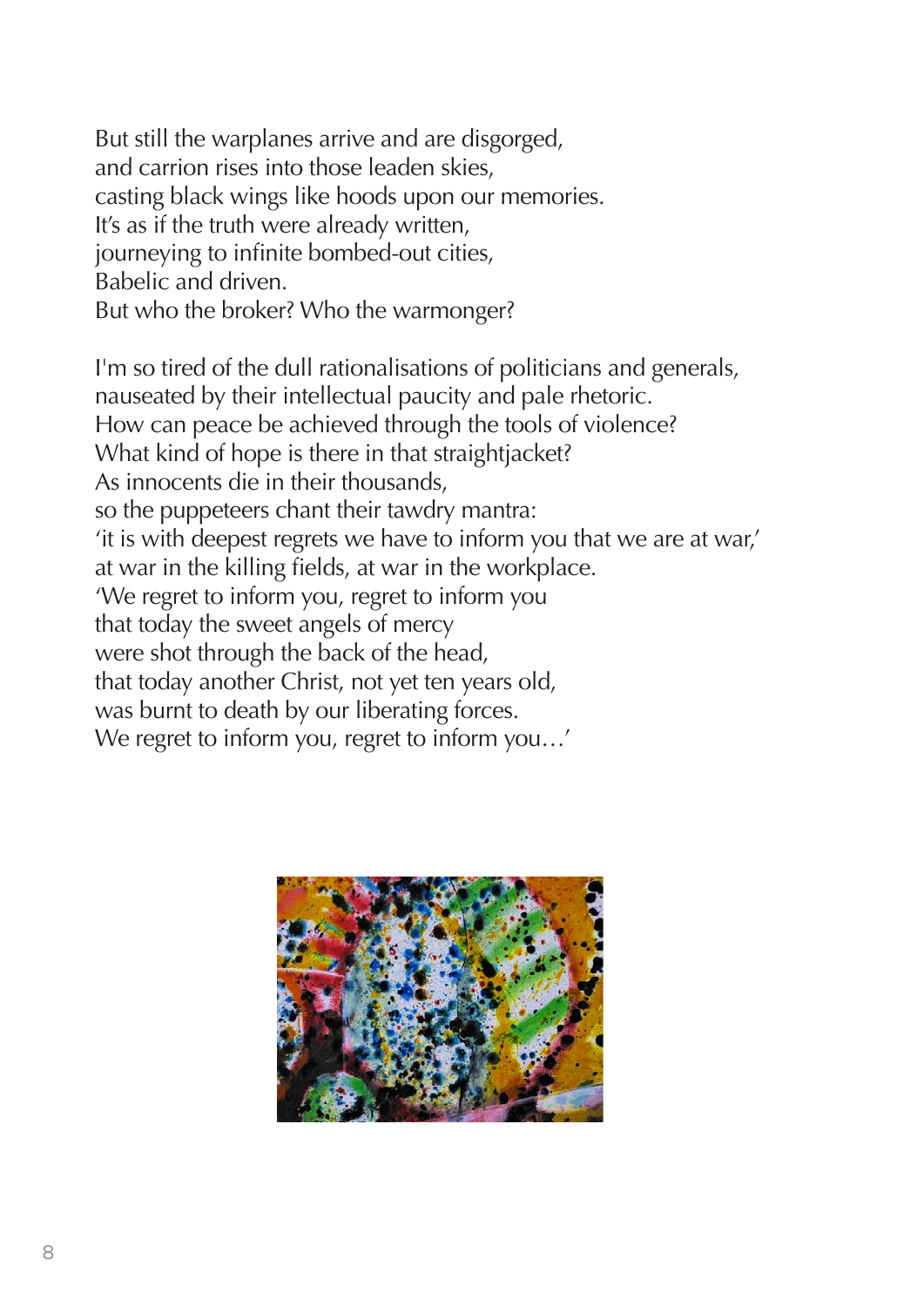But still the warplanes arrive and are disgorged,
and carrion rises into those leaden skies,
casting black wings like hoods upon our memories.
It's as if the truth were already written,
journeying to infinite bombed-out cities,
Babelic and driven.
But who the broker? Who the warmonger?

I'm so tired of the dull rationalisations of politicians and generals,
nauseated by their intellectual paucity and pale rhetoric.
How can peace be achieved through the tools of violence?
What kind of hope is there in that straightjacket?
As innocents die in their thousands,
so the puppeteers chant their tawdry mantra:
'it is with deepest regrets we have to inform you that we are at war,'
at war in the killing fields, at war in the workplace.
'We regret to inform you, regret to inform you
that today the sweet angels of mercy
were shot through the back of the head,
that today another Christ, not yet ten years old,
was burnt to death by our liberating forces.
We regret to inform you, regret to inform you…'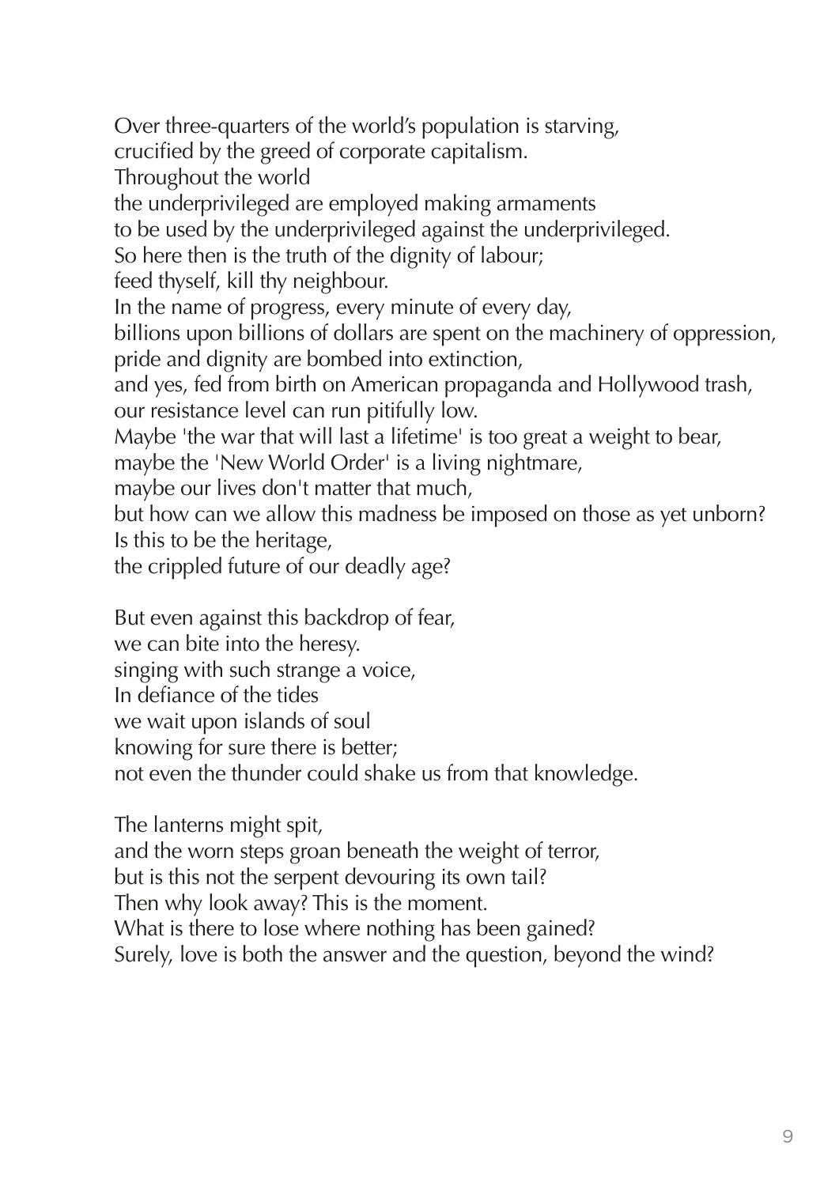Over three-quarters of the world's population is starving,  
crucified by the greed of corporate capitalism.  
Throughout the world  
the underprivileged are employed making armaments  
to be used by the underprivileged against the underprivileged.  
So here then is the truth of the dignity of labour;  
feed thyself, kill thy neighbour.  
In the name of progress, every minute of every day,  
billions upon billions of dollars are spent on the machinery of oppression,  
pride and dignity are bombed into extinction,  
and yes, fed from birth on American propaganda and Hollywood trash,  
our resistance level can run pitifully low.  
Maybe 'the war that will last a lifetime' is too great a weight to bear,  
maybe the 'New World Order' is a living nightmare,  
maybe our lives don't matter that much,  
but how can we allow this madness be imposed on those as yet unborn?  
Is this to be the heritage,  
the crippled future of our deadly age?

But even against this backdrop of fear,  
we can bite into the heresy.  
singing with such strange a voice,  
In defiance of the tides  
we wait upon islands of soul  
knowing for sure there is better;  
not even the thunder could shake us from that knowledge.

The lanterns might spit,  
and the worn steps groan beneath the weight of terror,  
but is this not the serpent devouring its own tail?  
Then why look away? This is the moment.  
What is there to lose where nothing has been gained?  
Surely, love is both the answer and the question, beyond the wind?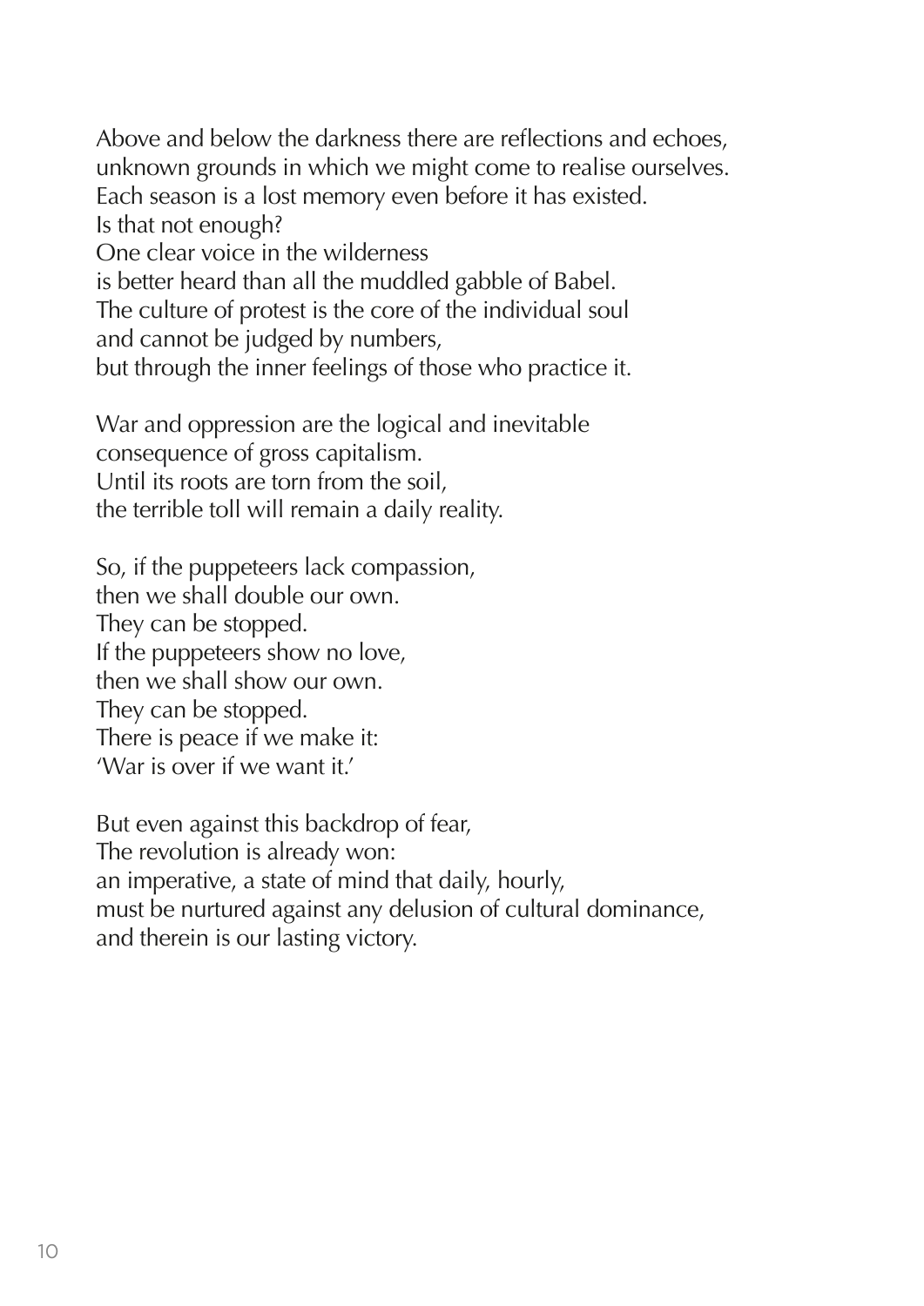Above and below the darkness there are reflections and echoes,
unknown grounds in which we might come to realise ourselves.
Each season is a lost memory even before it has existed.
Is that not enough?
One clear voice in the wilderness
is better heard than all the muddled gabble of Babel.
The culture of protest is the core of the individual soul
and cannot be judged by numbers,
but through the inner feelings of those who practice it.

War and oppression are the logical and inevitable
consequence of gross capitalism.
Until its roots are torn from the soil,
the terrible toll will remain a daily reality.

So, if the puppeteers lack compassion,
then we shall double our own.
They can be stopped.
If the puppeteers show no love,
then we shall show our own.
They can be stopped.
There is peace if we make it:
'War is over if we want it.'

But even against this backdrop of fear,
The revolution is already won:
an imperative, a state of mind that daily, hourly,
must be nurtured against any delusion of cultural dominance,
and therein is our lasting victory.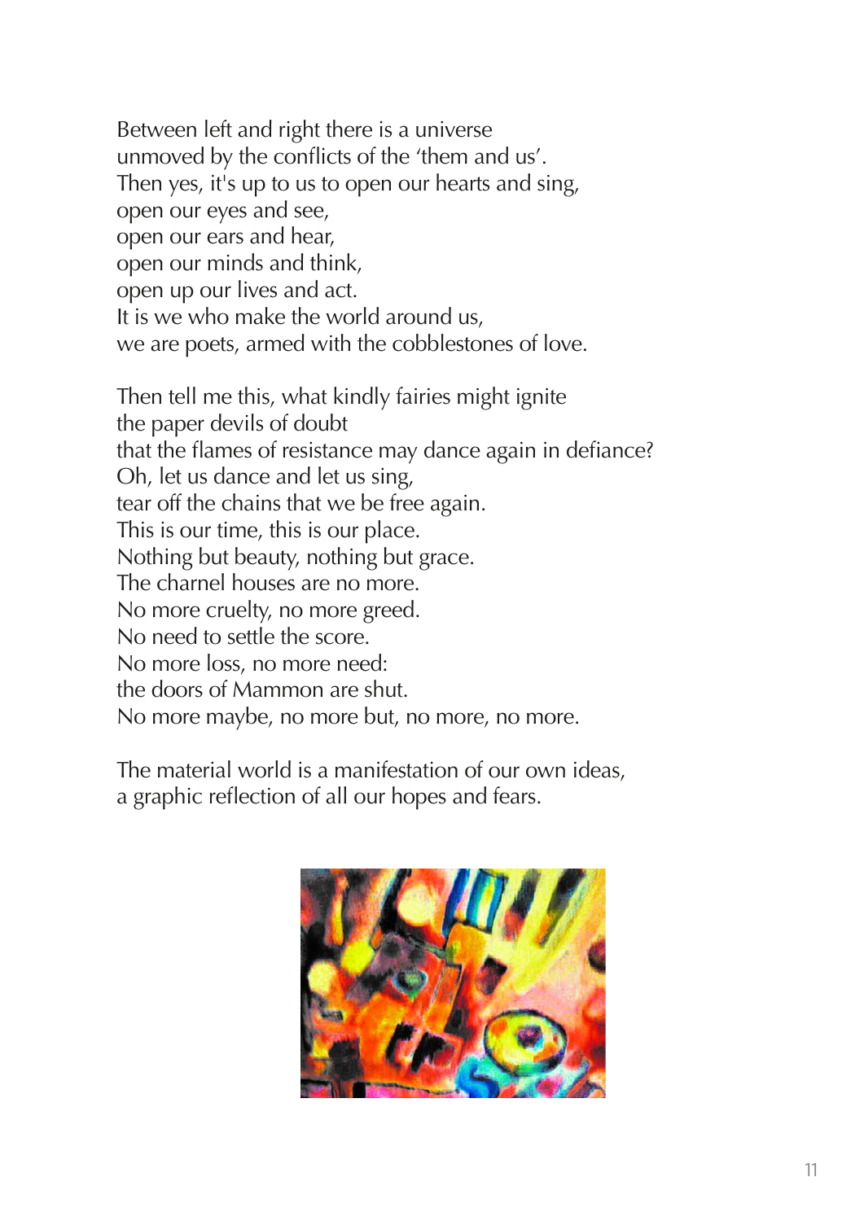Between left and right there is a universe  
unmoved by the conflicts of the 'them and us'.  
Then yes, it's up to us to open our hearts and sing,  
open our eyes and see,  
open our ears and hear,  
open our minds and think,  
open up our lives and act.  
It is we who make the world around us,  
we are poets, armed with the cobblestones of love.

Then tell me this, what kindly fairies might ignite  
the paper devils of doubt  
that the flames of resistance may dance again in defiance?  
Oh, let us dance and let us sing,  
tear off the chains that we be free again.  
This is our time, this is our place.  
Nothing but beauty, nothing but grace.  
The charnel houses are no more.  
No more cruelty, no more greed.  
No need to settle the score.  
No more loss, no more need:  
the doors of Mammon are shut.  
No more maybe, no more but, no more, no more.

The material world is a manifestation of our own ideas,  
a graphic reflection of all our hopes and fears.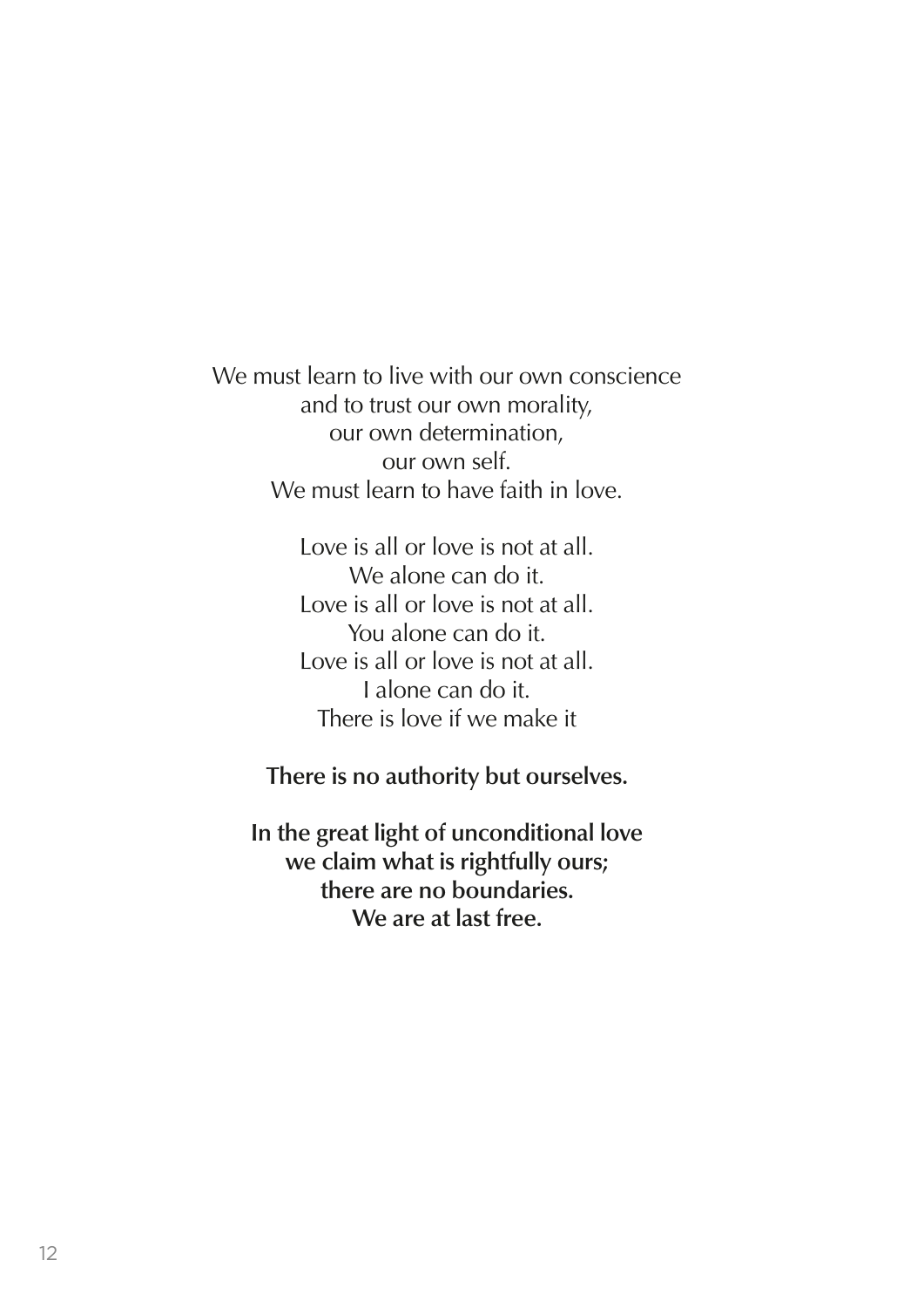We must learn to live with our own conscience
and to trust our own morality,
our own determination,
our own self.
We must learn to have faith in love.

Love is all or love is not at all.
We alone can do it.
Love is all or love is not at all.
You alone can do it.
Love is all or love is not at all.
I alone can do it.
There is love if we make it

**There is no authority but ourselves.**

**In the great light of unconditional love
we claim what is rightfully ours;
there are no boundaries.
We are at last free.**